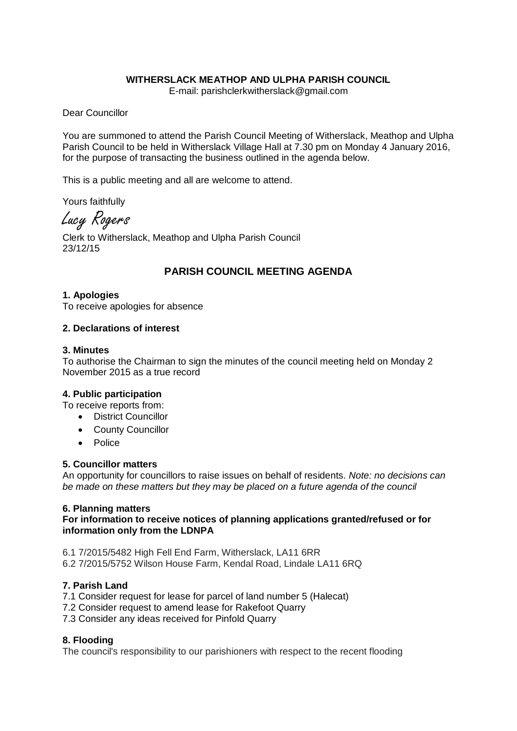**WITHERSLACK MEATHOP AND ULPHA PARISH COUNCIL**

E-mail: parishclerkwitherslack@gmail.com

Dear Councillor

You are summoned to attend the Parish Council Meeting of Witherslack, Meathop and Ulpha Parish Council to be held in Witherslack Village Hall at 7.30 pm on Monday 4 January 2016, for the purpose of transacting the business outlined in the agenda below.

This is a public meeting and all are welcome to attend.

Yours faithfully

Lucy Rogers

Clerk to Witherslack, Meathop and Ulpha Parish Council
23/12/15

## PARISH COUNCIL MEETING AGENDA

**1. Apologies**

To receive apologies for absence

**2. Declarations of interest**

**3. Minutes**

To authorise the Chairman to sign the minutes of the council meeting held on Monday 2 November 2015 as a true record

**4. Public participation**

To receive reports from:

- District Councillor
- County Councillor
- Police

**5. Councillor matters**

An opportunity for councillors to raise issues on behalf of residents. *Note: no decisions can be made on these matters but they may be placed on a future agenda of the council*

**6. Planning matters**

**For information to receive notices of planning applications granted/refused or for information only from the LDNPA**

6.1 7/2015/5482 High Fell End Farm, Witherslack, LA11 6RR
6.2 7/2015/5752 Wilson House Farm, Kendal Road, Lindale LA11 6RQ

**7. Parish Land**

7.1 Consider request for lease for parcel of land number 5 (Halecat)
7.2 Consider request to amend lease for Rakefoot Quarry
7.3 Consider any ideas received for Pinfold Quarry

**8. Flooding**

The council's responsibility to our parishioners with respect to the recent flooding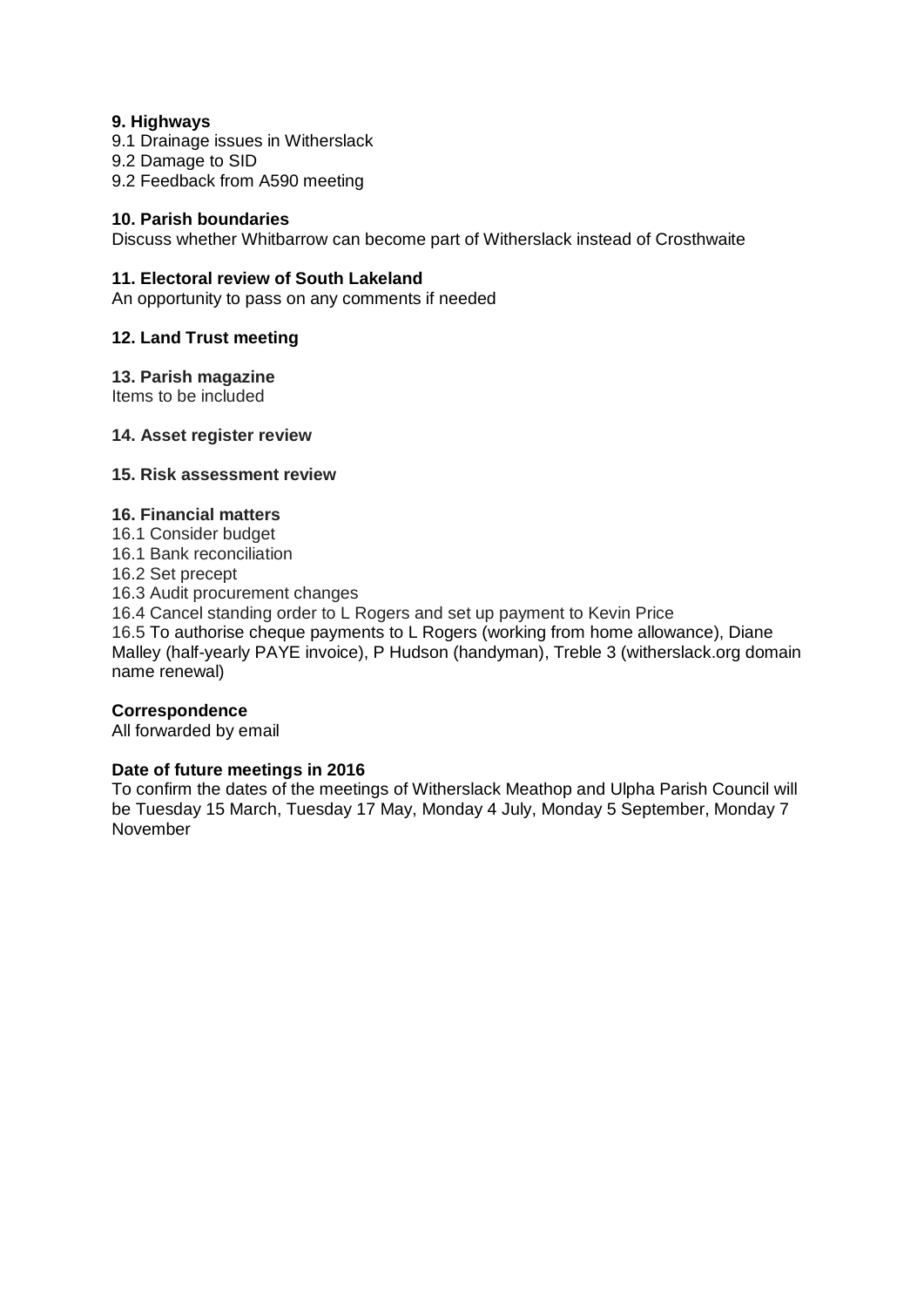**9. Highways**
9.1 Drainage issues in Witherslack
9.2 Damage to SID
9.2 Feedback from A590 meeting

**10. Parish boundaries**
Discuss whether Whitbarrow can become part of Witherslack instead of Crosthwaite

**11. Electoral review of South Lakeland**
An opportunity to pass on any comments if needed

**12. Land Trust meeting**

**13. Parish magazine**
Items to be included

**14. Asset register review**

**15. Risk assessment review**

**16. Financial matters**
16.1 Consider budget
16.1 Bank reconciliation
16.2 Set precept
16.3 Audit procurement changes
16.4 Cancel standing order to L Rogers and set up payment to Kevin Price
16.5 To authorise cheque payments to L Rogers (working from home allowance), Diane Malley (half-yearly PAYE invoice), P Hudson (handyman), Treble 3 (witherslack.org domain name renewal)

**Correspondence**
All forwarded by email

**Date of future meetings in 2016**
To confirm the dates of the meetings of Witherslack Meathop and Ulpha Parish Council will be Tuesday 15 March, Tuesday 17 May, Monday 4 July, Monday 5 September, Monday 7 November